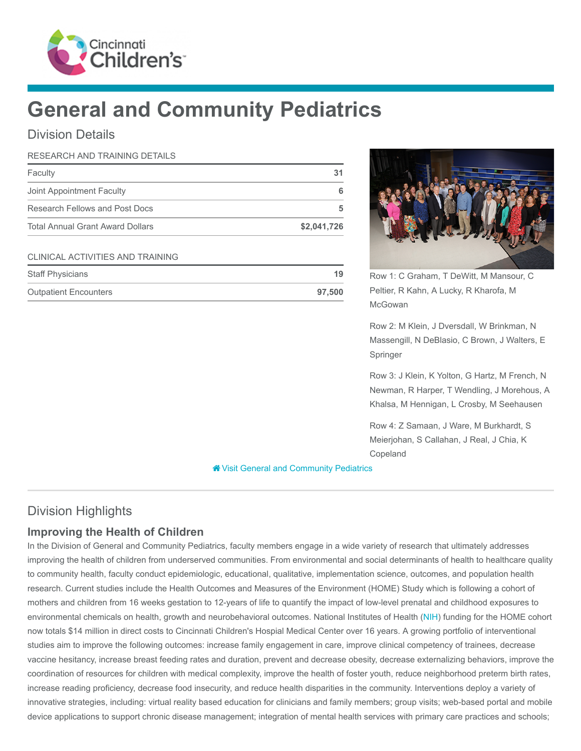# General and Community Pediatrics

## Division Details

| RESEARCH AND TRAINING DETAILS | |
|---|---|
| Faculty | 31 |
| Joint Appointment Faculty | 6 |
| Research Fellows and Post Docs | 5 |
| Total Annual Grant Award Dollars | $2,041,726 |

| CLINICAL ACTIVITIES AND TRAINING | |
|---|---|
| Staff Physicians | 19 |
| Outpatient Encounters | 97,500 |

Row 1: C Graham, T DeWitt, M Mansour, C Peltier, R Kahn, A Lucky, R Kharofa, M McGowan

Row 2: M Klein, J Dversdall, W Brinkman, N Massengill, N DeBlasio, C Brown, J Walters, E Springer

Row 3: J Klein, K Yolton, G Hartz, M French, N Newman, R Harper, T Wendling, J Morehous, A Khalsa, M Hennigan, L Crosby, M Seehausen

Row 4: Z Samaan, J Ware, M Burkhardt, S Meierjohan, S Callahan, J Real, J Chia, K Copeland

Visit General and Community Pediatrics

## Division Highlights

### Improving the Health of Children

In the Division of General and Community Pediatrics, faculty members engage in a wide variety of research that ultimately addresses improving the health of children from underserved communities. From environmental and social determinants of health to healthcare quality to community health, faculty conduct epidemiologic, educational, qualitative, implementation science, outcomes, and population health research. Current studies include the Health Outcomes and Measures of the Environment (HOME) Study which is following a cohort of mothers and children from 16 weeks gestation to 12-years of life to quantify the impact of low-level prenatal and childhood exposures to environmental chemicals on health, growth and neurobehavioral outcomes. National Institutes of Health (NIH) funding for the HOME cohort now totals $14 million in direct costs to Cincinnati Children's Hospital Medical Center over 16 years. A growing portfolio of interventional studies aim to improve the following outcomes: increase family engagement in care, improve clinical competency of trainees, decrease vaccine hesitancy, increase breast feeding rates and duration, prevent and decrease obesity, decrease externalizing behaviors, improve the coordination of resources for children with medical complexity, improve the health of foster youth, reduce neighborhood preterm birth rates, increase reading proficiency, decrease food insecurity, and reduce health disparities in the community. Interventions deploy a variety of innovative strategies, including: virtual reality based education for clinicians and family members; group visits; web-based portal and mobile device applications to support chronic disease management; integration of mental health services with primary care practices and schools;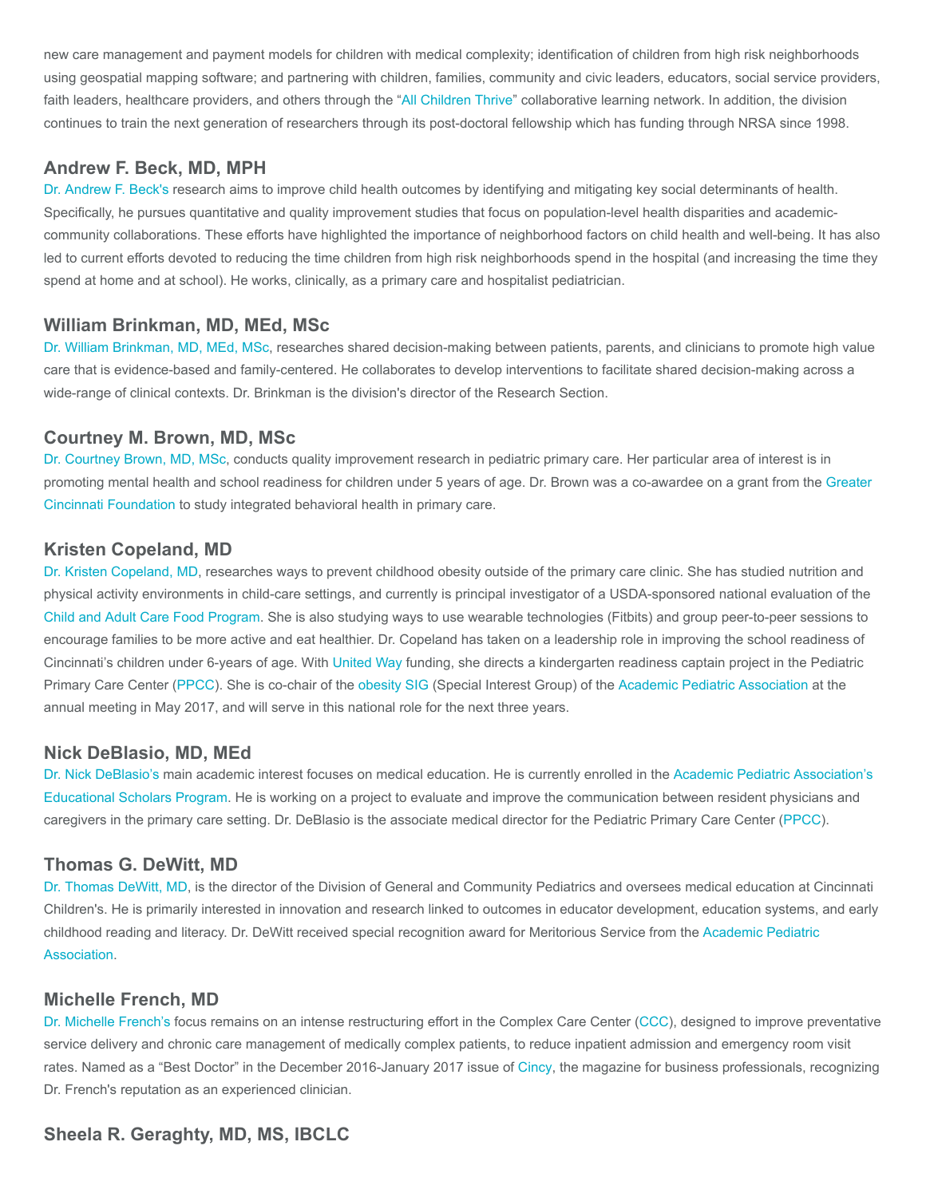new care management and payment models for children with medical complexity; identification of children from high risk neighborhoods using geospatial mapping software; and partnering with children, families, community and civic leaders, educators, social service providers, faith leaders, healthcare providers, and others through the "All Children Thrive" collaborative learning network. In addition, the division continues to train the next generation of researchers through its post-doctoral fellowship which has funding through NRSA since 1998.

## Andrew F. Beck, MD, MPH

Dr. Andrew F. Beck's research aims to improve child health outcomes by identifying and mitigating key social determinants of health. Specifically, he pursues quantitative and quality improvement studies that focus on population-level health disparities and academic-community collaborations. These efforts have highlighted the importance of neighborhood factors on child health and well-being. It has also led to current efforts devoted to reducing the time children from high risk neighborhoods spend in the hospital (and increasing the time they spend at home and at school). He works, clinically, as a primary care and hospitalist pediatrician.

## William Brinkman, MD, MEd, MSc

Dr. William Brinkman, MD, MEd, MSc, researches shared decision-making between patients, parents, and clinicians to promote high value care that is evidence-based and family-centered. He collaborates to develop interventions to facilitate shared decision-making across a wide-range of clinical contexts. Dr. Brinkman is the division's director of the Research Section.

## Courtney M. Brown, MD, MSc

Dr. Courtney Brown, MD, MSc, conducts quality improvement research in pediatric primary care. Her particular area of interest is in promoting mental health and school readiness for children under 5 years of age. Dr. Brown was a co-awardee on a grant from the Greater Cincinnati Foundation to study integrated behavioral health in primary care.

## Kristen Copeland, MD

Dr. Kristen Copeland, MD, researches ways to prevent childhood obesity outside of the primary care clinic. She has studied nutrition and physical activity environments in child-care settings, and currently is principal investigator of a USDA-sponsored national evaluation of the Child and Adult Care Food Program. She is also studying ways to use wearable technologies (Fitbits) and group peer-to-peer sessions to encourage families to be more active and eat healthier. Dr. Copeland has taken on a leadership role in improving the school readiness of Cincinnati's children under 6-years of age. With United Way funding, she directs a kindergarten readiness captain project in the Pediatric Primary Care Center (PPCC). She is co-chair of the obesity SIG (Special Interest Group) of the Academic Pediatric Association at the annual meeting in May 2017, and will serve in this national role for the next three years.

## Nick DeBlasio, MD, MEd

Dr. Nick DeBlasio's main academic interest focuses on medical education. He is currently enrolled in the Academic Pediatric Association's Educational Scholars Program. He is working on a project to evaluate and improve the communication between resident physicians and caregivers in the primary care setting. Dr. DeBlasio is the associate medical director for the Pediatric Primary Care Center (PPCC).

## Thomas G. DeWitt, MD

Dr. Thomas DeWitt, MD, is the director of the Division of General and Community Pediatrics and oversees medical education at Cincinnati Children's. He is primarily interested in innovation and research linked to outcomes in educator development, education systems, and early childhood reading and literacy. Dr. DeWitt received special recognition award for Meritorious Service from the Academic Pediatric Association.

## Michelle French, MD

Dr. Michelle French's focus remains on an intense restructuring effort in the Complex Care Center (CCC), designed to improve preventative service delivery and chronic care management of medically complex patients, to reduce inpatient admission and emergency room visit rates. Named as a "Best Doctor" in the December 2016-January 2017 issue of Cincy, the magazine for business professionals, recognizing Dr. French's reputation as an experienced clinician.

## Sheela R. Geraghty, MD, MS, IBCLC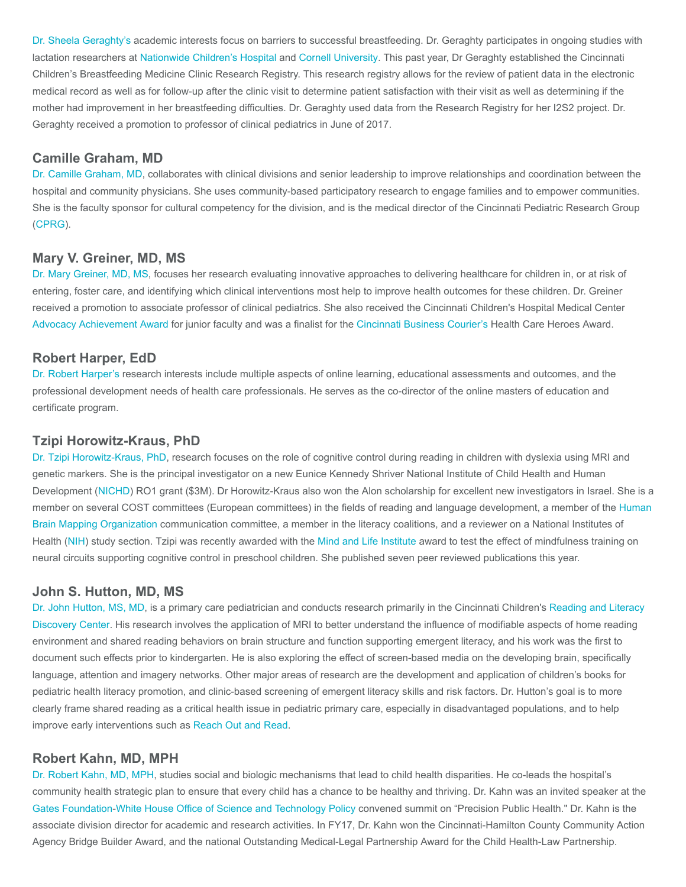Dr. Sheela Geraghty's academic interests focus on barriers to successful breastfeeding. Dr. Geraghty participates in ongoing studies with lactation researchers at Nationwide Children's Hospital and Cornell University. This past year, Dr Geraghty established the Cincinnati Children's Breastfeeding Medicine Clinic Research Registry. This research registry allows for the review of patient data in the electronic medical record as well as for follow-up after the clinic visit to determine patient satisfaction with their visit as well as determining if the mother had improvement in her breastfeeding difficulties. Dr. Geraghty used data from the Research Registry for her I2S2 project. Dr. Geraghty received a promotion to professor of clinical pediatrics in June of 2017.

## Camille Graham, MD

Dr. Camille Graham, MD, collaborates with clinical divisions and senior leadership to improve relationships and coordination between the hospital and community physicians. She uses community-based participatory research to engage families and to empower communities. She is the faculty sponsor for cultural competency for the division, and is the medical director of the Cincinnati Pediatric Research Group (CPRG).

## Mary V. Greiner, MD, MS

Dr. Mary Greiner, MD, MS, focuses her research evaluating innovative approaches to delivering healthcare for children in, or at risk of entering, foster care, and identifying which clinical interventions most help to improve health outcomes for these children. Dr. Greiner received a promotion to associate professor of clinical pediatrics. She also received the Cincinnati Children's Hospital Medical Center Advocacy Achievement Award for junior faculty and was a finalist for the Cincinnati Business Courier's Health Care Heroes Award.

## Robert Harper, EdD

Dr. Robert Harper's research interests include multiple aspects of online learning, educational assessments and outcomes, and the professional development needs of health care professionals. He serves as the co-director of the online masters of education and certificate program.

## Tzipi Horowitz-Kraus, PhD

Dr. Tzipi Horowitz-Kraus, PhD, research focuses on the role of cognitive control during reading in children with dyslexia using MRI and genetic markers. She is the principal investigator on a new Eunice Kennedy Shriver National Institute of Child Health and Human Development (NICHD) RO1 grant ($3M). Dr Horowitz-Kraus also won the Alon scholarship for excellent new investigators in Israel. She is a member on several COST committees (European committees) in the fields of reading and language development, a member of the Human Brain Mapping Organization communication committee, a member in the literacy coalitions, and a reviewer on a National Institutes of Health (NIH) study section. Tzipi was recently awarded with the Mind and Life Institute award to test the effect of mindfulness training on neural circuits supporting cognitive control in preschool children. She published seven peer reviewed publications this year.

## John S. Hutton, MD, MS

Dr. John Hutton, MS, MD, is a primary care pediatrician and conducts research primarily in the Cincinnati Children's Reading and Literacy Discovery Center. His research involves the application of MRI to better understand the influence of modifiable aspects of home reading environment and shared reading behaviors on brain structure and function supporting emergent literacy, and his work was the first to document such effects prior to kindergarten. He is also exploring the effect of screen-based media on the developing brain, specifically language, attention and imagery networks. Other major areas of research are the development and application of children's books for pediatric health literacy promotion, and clinic-based screening of emergent literacy skills and risk factors. Dr. Hutton's goal is to more clearly frame shared reading as a critical health issue in pediatric primary care, especially in disadvantaged populations, and to help improve early interventions such as Reach Out and Read.

## Robert Kahn, MD, MPH

Dr. Robert Kahn, MD, MPH, studies social and biologic mechanisms that lead to child health disparities. He co-leads the hospital's community health strategic plan to ensure that every child has a chance to be healthy and thriving. Dr. Kahn was an invited speaker at the Gates Foundation-White House Office of Science and Technology Policy convened summit on "Precision Public Health." Dr. Kahn is the associate division director for academic and research activities. In FY17, Dr. Kahn won the Cincinnati-Hamilton County Community Action Agency Bridge Builder Award, and the national Outstanding Medical-Legal Partnership Award for the Child Health-Law Partnership.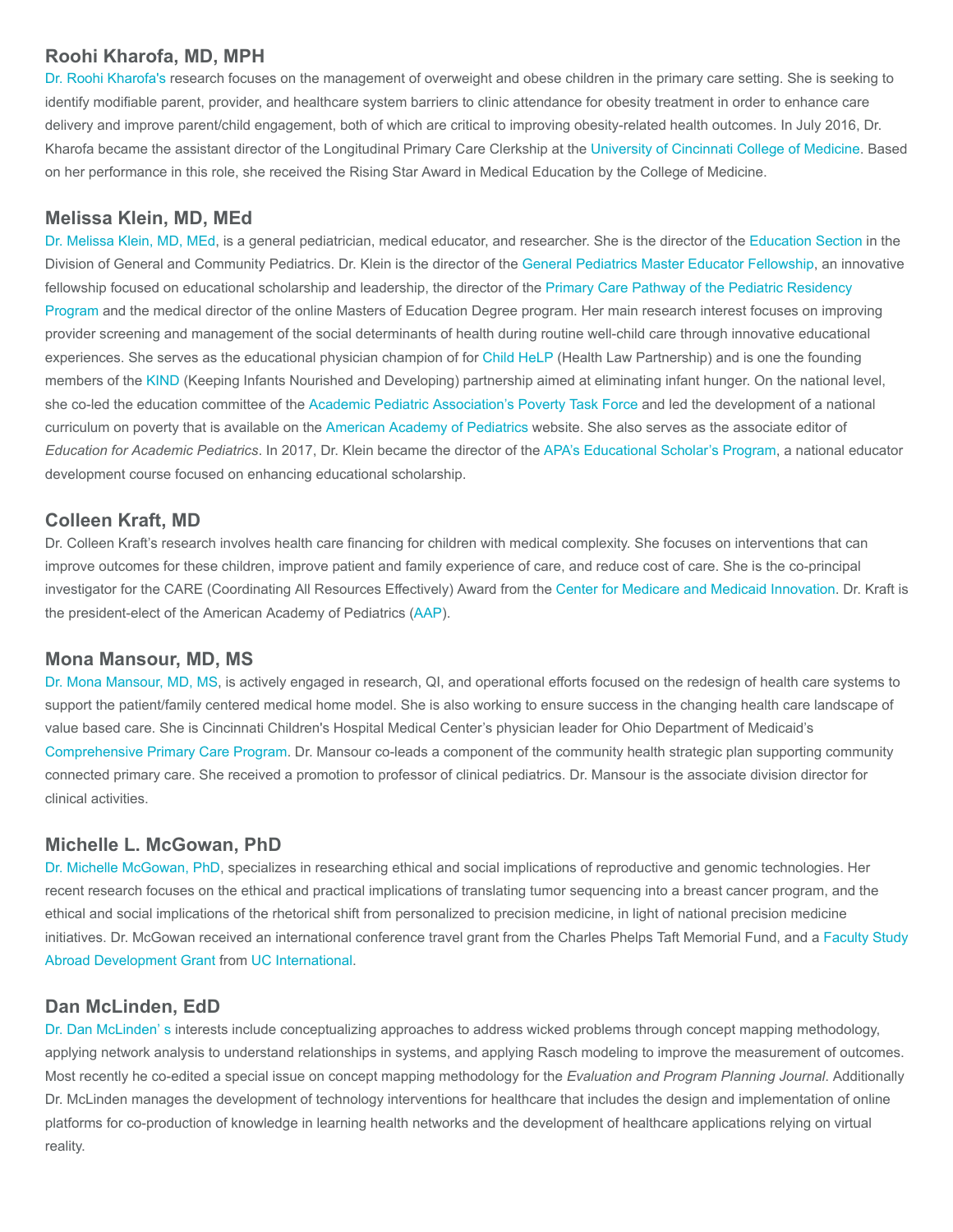## Roohi Kharofa, MD, MPH

Dr. Roohi Kharofa's research focuses on the management of overweight and obese children in the primary care setting. She is seeking to identify modifiable parent, provider, and healthcare system barriers to clinic attendance for obesity treatment in order to enhance care delivery and improve parent/child engagement, both of which are critical to improving obesity-related health outcomes. In July 2016, Dr. Kharofa became the assistant director of the Longitudinal Primary Care Clerkship at the University of Cincinnati College of Medicine. Based on her performance in this role, she received the Rising Star Award in Medical Education by the College of Medicine.

## Melissa Klein, MD, MEd

Dr. Melissa Klein, MD, MEd, is a general pediatrician, medical educator, and researcher. She is the director of the Education Section in the Division of General and Community Pediatrics. Dr. Klein is the director of the General Pediatrics Master Educator Fellowship, an innovative fellowship focused on educational scholarship and leadership, the director of the Primary Care Pathway of the Pediatric Residency Program and the medical director of the online Masters of Education Degree program. Her main research interest focuses on improving provider screening and management of the social determinants of health during routine well-child care through innovative educational experiences. She serves as the educational physician champion of for Child HeLP (Health Law Partnership) and is one the founding members of the KIND (Keeping Infants Nourished and Developing) partnership aimed at eliminating infant hunger. On the national level, she co-led the education committee of the Academic Pediatric Association's Poverty Task Force and led the development of a national curriculum on poverty that is available on the American Academy of Pediatrics website. She also serves as the associate editor of *Education for Academic Pediatrics*. In 2017, Dr. Klein became the director of the APA's Educational Scholar's Program, a national educator development course focused on enhancing educational scholarship.

## Colleen Kraft, MD

Dr. Colleen Kraft's research involves health care financing for children with medical complexity. She focuses on interventions that can improve outcomes for these children, improve patient and family experience of care, and reduce cost of care. She is the co-principal investigator for the CARE (Coordinating All Resources Effectively) Award from the Center for Medicare and Medicaid Innovation. Dr. Kraft is the president-elect of the American Academy of Pediatrics (AAP).

## Mona Mansour, MD, MS

Dr. Mona Mansour, MD, MS, is actively engaged in research, QI, and operational efforts focused on the redesign of health care systems to support the patient/family centered medical home model. She is also working to ensure success in the changing health care landscape of value based care. She is Cincinnati Children's Hospital Medical Center's physician leader for Ohio Department of Medicaid's Comprehensive Primary Care Program. Dr. Mansour co-leads a component of the community health strategic plan supporting community connected primary care. She received a promotion to professor of clinical pediatrics. Dr. Mansour is the associate division director for clinical activities.

## Michelle L. McGowan, PhD

Dr. Michelle McGowan, PhD, specializes in researching ethical and social implications of reproductive and genomic technologies. Her recent research focuses on the ethical and practical implications of translating tumor sequencing into a breast cancer program, and the ethical and social implications of the rhetorical shift from personalized to precision medicine, in light of national precision medicine initiatives. Dr. McGowan received an international conference travel grant from the Charles Phelps Taft Memorial Fund, and a Faculty Study Abroad Development Grant from UC International.

## Dan McLinden, EdD

Dr. Dan McLinden' s interests include conceptualizing approaches to address wicked problems through concept mapping methodology, applying network analysis to understand relationships in systems, and applying Rasch modeling to improve the measurement of outcomes. Most recently he co-edited a special issue on concept mapping methodology for the *Evaluation and Program Planning Journal*. Additionally Dr. McLinden manages the development of technology interventions for healthcare that includes the design and implementation of online platforms for co-production of knowledge in learning health networks and the development of healthcare applications relying on virtual reality.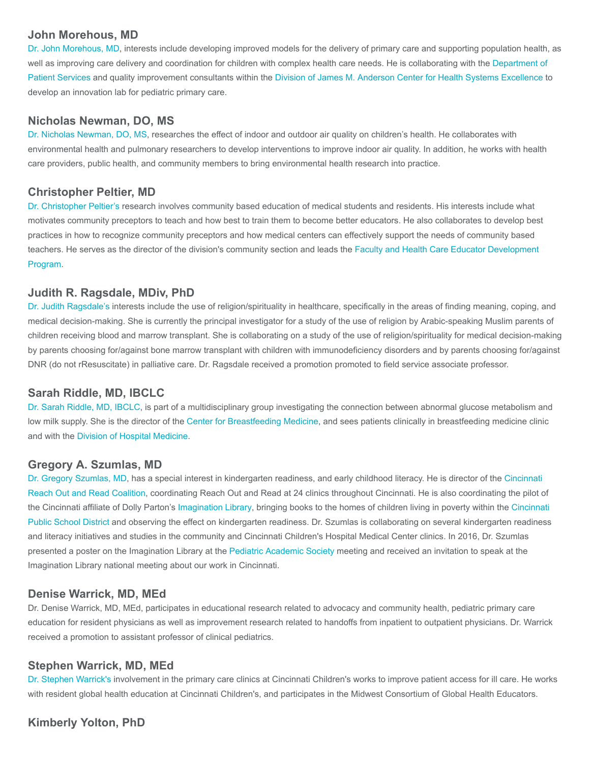### John Morehous, MD

Dr. John Morehous, MD, interests include developing improved models for the delivery of primary care and supporting population health, as well as improving care delivery and coordination for children with complex health care needs. He is collaborating with the Department of Patient Services and quality improvement consultants within the Division of James M. Anderson Center for Health Systems Excellence to develop an innovation lab for pediatric primary care.

### Nicholas Newman, DO, MS

Dr. Nicholas Newman, DO, MS, researches the effect of indoor and outdoor air quality on children's health. He collaborates with environmental health and pulmonary researchers to develop interventions to improve indoor air quality. In addition, he works with health care providers, public health, and community members to bring environmental health research into practice.

### Christopher Peltier, MD

Dr. Christopher Peltier's research involves community based education of medical students and residents. His interests include what motivates community preceptors to teach and how best to train them to become better educators. He also collaborates to develop best practices in how to recognize community preceptors and how medical centers can effectively support the needs of community based teachers. He serves as the director of the division's community section and leads the Faculty and Health Care Educator Development Program.

### Judith R. Ragsdale, MDiv, PhD

Dr. Judith Ragsdale's interests include the use of religion/spirituality in healthcare, specifically in the areas of finding meaning, coping, and medical decision-making. She is currently the principal investigator for a study of the use of religion by Arabic-speaking Muslim parents of children receiving blood and marrow transplant. She is collaborating on a study of the use of religion/spirituality for medical decision-making by parents choosing for/against bone marrow transplant with children with immunodeficiency disorders and by parents choosing for/against DNR (do not rResuscitate) in palliative care. Dr. Ragsdale received a promotion promoted to field service associate professor.

### Sarah Riddle, MD, IBCLC

Dr. Sarah Riddle, MD, IBCLC, is part of a multidisciplinary group investigating the connection between abnormal glucose metabolism and low milk supply. She is the director of the Center for Breastfeeding Medicine, and sees patients clinically in breastfeeding medicine clinic and with the Division of Hospital Medicine.

### Gregory A. Szumlas, MD

Dr. Gregory Szumlas, MD, has a special interest in kindergarten readiness, and early childhood literacy. He is director of the Cincinnati Reach Out and Read Coalition, coordinating Reach Out and Read at 24 clinics throughout Cincinnati. He is also coordinating the pilot of the Cincinnati affiliate of Dolly Parton's Imagination Library, bringing books to the homes of children living in poverty within the Cincinnati Public School District and observing the effect on kindergarten readiness. Dr. Szumlas is collaborating on several kindergarten readiness and literacy initiatives and studies in the community and Cincinnati Children's Hospital Medical Center clinics. In 2016, Dr. Szumlas presented a poster on the Imagination Library at the Pediatric Academic Society meeting and received an invitation to speak at the Imagination Library national meeting about our work in Cincinnati.

### Denise Warrick, MD, MEd

Dr. Denise Warrick, MD, MEd, participates in educational research related to advocacy and community health, pediatric primary care education for resident physicians as well as improvement research related to handoffs from inpatient to outpatient physicians. Dr. Warrick received a promotion to assistant professor of clinical pediatrics.

### Stephen Warrick, MD, MEd

Dr. Stephen Warrick's involvement in the primary care clinics at Cincinnati Children's works to improve patient access for ill care. He works with resident global health education at Cincinnati Children's, and participates in the Midwest Consortium of Global Health Educators.

### Kimberly Yolton, PhD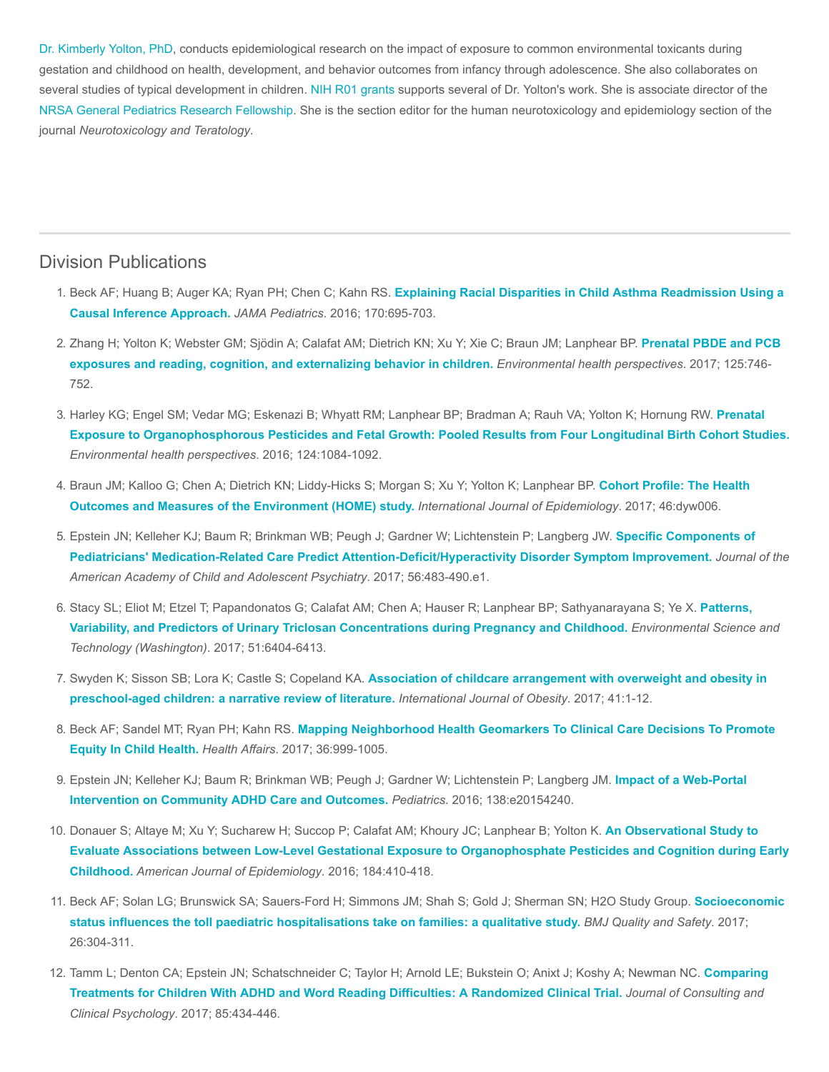Dr. Kimberly Yolton, PhD, conducts epidemiological research on the impact of exposure to common environmental toxicants during gestation and childhood on health, development, and behavior outcomes from infancy through adolescence. She also collaborates on several studies of typical development in children. NIH R01 grants supports several of Dr. Yolton's work. She is associate director of the NRSA General Pediatrics Research Fellowship. She is the section editor for the human neurotoxicology and epidemiology section of the journal *Neurotoxicology and Teratology*.

## Division Publications

1. Beck AF; Huang B; Auger KA; Ryan PH; Chen C; Kahn RS. **Explaining Racial Disparities in Child Asthma Readmission Using a Causal Inference Approach.** *JAMA Pediatrics*. 2016; 170:695-703.
2. Zhang H; Yolton K; Webster GM; Sjödin A; Calafat AM; Dietrich KN; Xu Y; Xie C; Braun JM; Lanphear BP. **Prenatal PBDE and PCB exposures and reading, cognition, and externalizing behavior in children.** *Environmental health perspectives*. 2017; 125:746-752.
3. Harley KG; Engel SM; Vedar MG; Eskenazi B; Whyatt RM; Lanphear BP; Bradman A; Rauh VA; Yolton K; Hornung RW. **Prenatal Exposure to Organophosphorous Pesticides and Fetal Growth: Pooled Results from Four Longitudinal Birth Cohort Studies.** *Environmental health perspectives*. 2016; 124:1084-1092.
4. Braun JM; Kalloo G; Chen A; Dietrich KN; Liddy-Hicks S; Morgan S; Xu Y; Yolton K; Lanphear BP. **Cohort Profile: The Health Outcomes and Measures of the Environment (HOME) study.** *International Journal of Epidemiology*. 2017; 46:dyw006.
5. Epstein JN; Kelleher KJ; Baum R; Brinkman WB; Peugh J; Gardner W; Lichtenstein P; Langberg JW. **Specific Components of Pediatricians' Medication-Related Care Predict Attention-Deficit/Hyperactivity Disorder Symptom Improvement.** *Journal of the American Academy of Child and Adolescent Psychiatry*. 2017; 56:483-490.e1.
6. Stacy SL; Eliot M; Etzel T; Papandonatos G; Calafat AM; Chen A; Hauser R; Lanphear BP; Sathyanarayana S; Ye X. **Patterns, Variability, and Predictors of Urinary Triclosan Concentrations during Pregnancy and Childhood.** *Environmental Science and Technology (Washington)*. 2017; 51:6404-6413.
7. Swyden K; Sisson SB; Lora K; Castle S; Copeland KA. **Association of childcare arrangement with overweight and obesity in preschool-aged children: a narrative review of literature.** *International Journal of Obesity*. 2017; 41:1-12.
8. Beck AF; Sandel MT; Ryan PH; Kahn RS. **Mapping Neighborhood Health Geomarkers To Clinical Care Decisions To Promote Equity In Child Health.** *Health Affairs*. 2017; 36:999-1005.
9. Epstein JN; Kelleher KJ; Baum R; Brinkman WB; Peugh J; Gardner W; Lichtenstein P; Langberg JM. **Impact of a Web-Portal Intervention on Community ADHD Care and Outcomes.** *Pediatrics*. 2016; 138:e20154240.
10. Donauer S; Altaye M; Xu Y; Sucharew H; Succop P; Calafat AM; Khoury JC; Lanphear B; Yolton K. **An Observational Study to Evaluate Associations between Low-Level Gestational Exposure to Organophosphate Pesticides and Cognition during Early Childhood.** *American Journal of Epidemiology*. 2016; 184:410-418.
11. Beck AF; Solan LG; Brunswick SA; Sauers-Ford H; Simmons JM; Shah S; Gold J; Sherman SN; H2O Study Group. **Socioeconomic status influences the toll paediatric hospitalisations take on families: a qualitative study.** *BMJ Quality and Safety*. 2017; 26:304-311.
12. Tamm L; Denton CA; Epstein JN; Schatschneider C; Taylor H; Arnold LE; Bukstein O; Anixt J; Koshy A; Newman NC. **Comparing Treatments for Children With ADHD and Word Reading Difficulties: A Randomized Clinical Trial.** *Journal of Consulting and Clinical Psychology*. 2017; 85:434-446.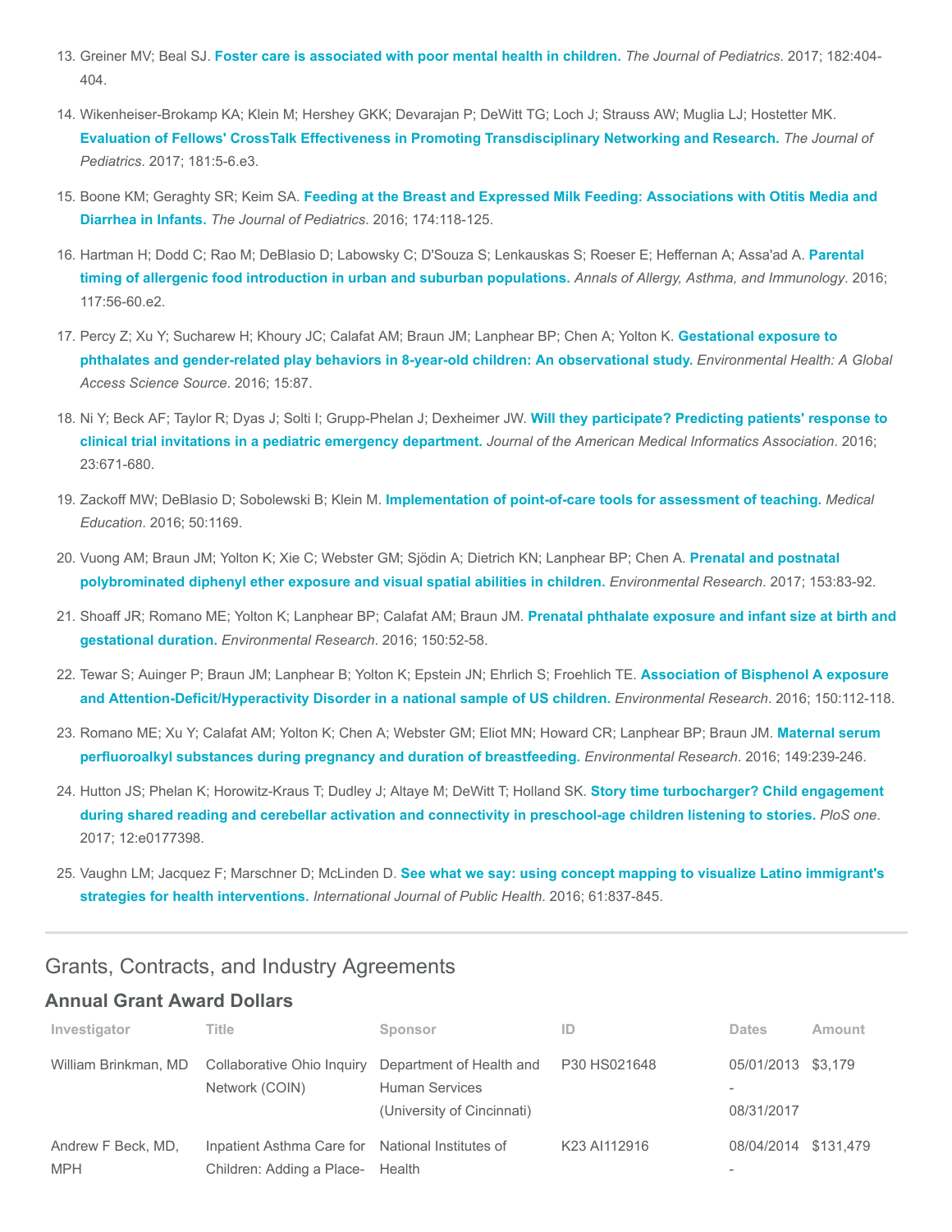13. Greiner MV; Beal SJ. **Foster care is associated with poor mental health in children.** *The Journal of Pediatrics*. 2017; 182:404-404.

14. Wikenheiser-Brokamp KA; Klein M; Hershey GKK; Devarajan P; DeWitt TG; Loch J; Strauss AW; Muglia LJ; Hostetter MK. **Evaluation of Fellows' CrossTalk Effectiveness in Promoting Transdisciplinary Networking and Research.** *The Journal of Pediatrics*. 2017; 181:5-6.e3.

15. Boone KM; Geraghty SR; Keim SA. **Feeding at the Breast and Expressed Milk Feeding: Associations with Otitis Media and Diarrhea in Infants.** *The Journal of Pediatrics*. 2016; 174:118-125.

16. Hartman H; Dodd C; Rao M; DeBlasio D; Labowsky C; D'Souza S; Lenkauskas S; Roeser E; Heffernan A; Assa'ad A. **Parental timing of allergenic food introduction in urban and suburban populations.** *Annals of Allergy, Asthma, and Immunology*. 2016; 117:56-60.e2.

17. Percy Z; Xu Y; Sucharew H; Khoury JC; Calafat AM; Braun JM; Lanphear BP; Chen A; Yolton K. **Gestational exposure to phthalates and gender-related play behaviors in 8-year-old children: An observational study.** *Environmental Health: A Global Access Science Source*. 2016; 15:87.

18. Ni Y; Beck AF; Taylor R; Dyas J; Solti I; Grupp-Phelan J; Dexheimer JW. **Will they participate? Predicting patients' response to clinical trial invitations in a pediatric emergency department.** *Journal of the American Medical Informatics Association*. 2016; 23:671-680.

19. Zackoff MW; DeBlasio D; Sobolewski B; Klein M. **Implementation of point-of-care tools for assessment of teaching.** *Medical Education*. 2016; 50:1169.

20. Vuong AM; Braun JM; Yolton K; Xie C; Webster GM; Sjödin A; Dietrich KN; Lanphear BP; Chen A. **Prenatal and postnatal polybrominated diphenyl ether exposure and visual spatial abilities in children.** *Environmental Research*. 2017; 153:83-92.

21. Shoaff JR; Romano ME; Yolton K; Lanphear BP; Calafat AM; Braun JM. **Prenatal phthalate exposure and infant size at birth and gestational duration.** *Environmental Research*. 2016; 150:52-58.

22. Tewar S; Auinger P; Braun JM; Lanphear B; Yolton K; Epstein JN; Ehrlich S; Froehlich TE. **Association of Bisphenol A exposure and Attention-Deficit/Hyperactivity Disorder in a national sample of US children.** *Environmental Research*. 2016; 150:112-118.

23. Romano ME; Xu Y; Calafat AM; Yolton K; Chen A; Webster GM; Eliot MN; Howard CR; Lanphear BP; Braun JM. **Maternal serum perfluoroalkyl substances during pregnancy and duration of breastfeeding.** *Environmental Research*. 2016; 149:239-246.

24. Hutton JS; Phelan K; Horowitz-Kraus T; Dudley J; Altaye M; DeWitt T; Holland SK. **Story time turbocharger? Child engagement during shared reading and cerebellar activation and connectivity in preschool-age children listening to stories.** *PloS one*. 2017; 12:e0177398.

25. Vaughn LM; Jacquez F; Marschner D; McLinden D. **See what we say: using concept mapping to visualize Latino immigrant's strategies for health interventions.** *International Journal of Public Health*. 2016; 61:837-845.

## Grants, Contracts, and Industry Agreements

### Annual Grant Award Dollars

| Investigator | Title | Sponsor | ID | Dates | Amount |
| --- | --- | --- | --- | --- | --- |
| William Brinkman, MD | Collaborative Ohio Inquiry Network (COIN) | Department of Health and Human Services (University of Cincinnati) | P30 HS021648 | 05/01/2013 - 08/31/2017 | $3,179 |
| Andrew F Beck, MD, MPH | Inpatient Asthma Care for Children: Adding a Place- | National Institutes of Health | K23 AI112916 | 08/04/2014 - | $131,479 |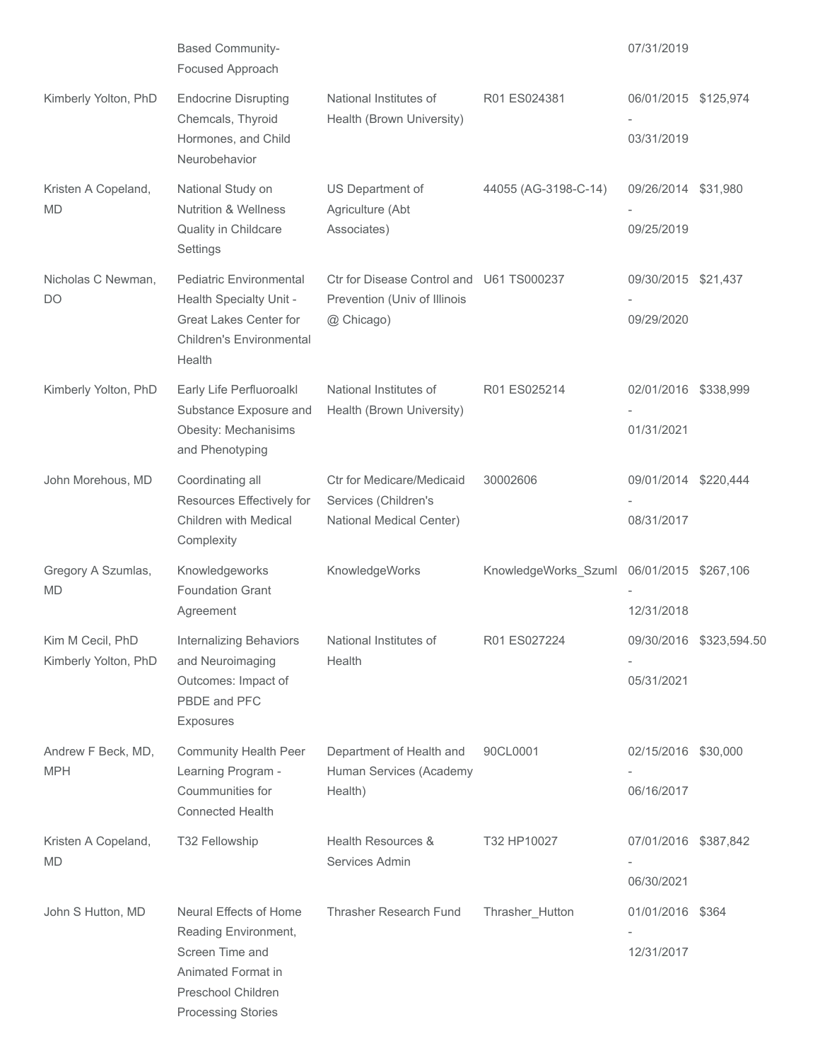| | | | | | |
|---|---|---|---|---|---|
| | Based Community-Focused Approach | | | 07/31/2019 | |
| Kimberly Yolton, PhD | Endocrine Disrupting Chemcals, Thyroid Hormones, and Child Neurobehavior | National Institutes of Health (Brown University) | R01 ES024381 | 06/01/2015 - 03/31/2019 | $125,974 |
| Kristen A Copeland, MD | National Study on Nutrition & Wellness Quality in Childcare Settings | US Department of Agriculture (Abt Associates) | 44055 (AG-3198-C-14) | 09/26/2014 - 09/25/2019 | $31,980 |
| Nicholas C Newman, DO | Pediatric Environmental Health Specialty Unit - Great Lakes Center for Children's Environmental Health | Ctr for Disease Control and Prevention (Univ of Illinois @ Chicago) | U61 TS000237 | 09/30/2015 - 09/29/2020 | $21,437 |
| Kimberly Yolton, PhD | Early Life Perfluoroalkl Substance Exposure and Obesity: Mechanisims and Phenotyping | National Institutes of Health (Brown University) | R01 ES025214 | 02/01/2016 - 01/31/2021 | $338,999 |
| John Morehous, MD | Coordinating all Resources Effectively for Children with Medical Complexity | Ctr for Medicare/Medicaid Services (Children's National Medical Center) | 30002606 | 09/01/2014 - 08/31/2017 | $220,444 |
| Gregory A Szumlas, MD | Knowledgeworks Foundation Grant Agreement | KnowledgeWorks | KnowledgeWorks_Szuml | 06/01/2015 - 12/31/2018 | $267,106 |
| Kim M Cecil, PhD Kimberly Yolton, PhD | Internalizing Behaviors and Neuroimaging Outcomes: Impact of PBDE and PFC Exposures | National Institutes of Health | R01 ES027224 | 09/30/2016 - 05/31/2021 | $323,594.50 |
| Andrew F Beck, MD, MPH | Community Health Peer Learning Program - Coummunities for Connected Health | Department of Health and Human Services (Academy Health) | 90CL0001 | 02/15/2016 - 06/16/2017 | $30,000 |
| Kristen A Copeland, MD | T32 Fellowship | Health Resources & Services Admin | T32 HP10027 | 07/01/2016 - 06/30/2021 | $387,842 |
| John S Hutton, MD | Neural Effects of Home Reading Environment, Screen Time and Animated Format in Preschool Children Processing Stories | Thrasher Research Fund | Thrasher_Hutton | 01/01/2016 - 12/31/2017 | $364 |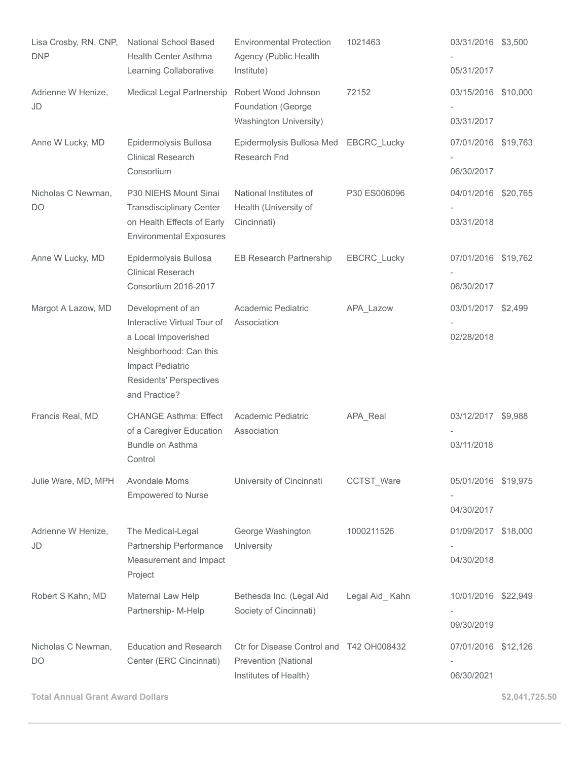| | | | | | |
|---|---|---|---|---|---|
| Lisa Crosby, RN, CNP, DNP | National School Based Health Center Asthma Learning Collaborative | Environmental Protection Agency (Public Health Institute) | 1021463 | 03/31/2016 - 05/31/2017 | $3,500 |
| Adrienne W Henize, JD | Medical Legal Partnership | Robert Wood Johnson Foundation (George Washington University) | 72152 | 03/15/2016 - 03/31/2017 | $10,000 |
| Anne W Lucky, MD | Epidermolysis Bullosa Clinical Research Consortium | Epidermolysis Bullosa Med Research Fnd | EBCRC_Lucky | 07/01/2016 - 06/30/2017 | $19,763 |
| Nicholas C Newman, DO | P30 NIEHS Mount Sinai Transdisciplinary Center on Health Effects of Early Environmental Exposures | National Institutes of Health (University of Cincinnati) | P30 ES006096 | 04/01/2016 - 03/31/2018 | $20,765 |
| Anne W Lucky, MD | Epidermolysis Bullosa Clinical Reserach Consortium 2016-2017 | EB Research Partnership | EBCRC_Lucky | 07/01/2016 - 06/30/2017 | $19,762 |
| Margot A Lazow, MD | Development of an Interactive Virtual Tour of a Local Impoverished Neighborhood: Can this Impact Pediatric Residents' Perspectives and Practice? | Academic Pediatric Association | APA_Lazow | 03/01/2017 - 02/28/2018 | $2,499 |
| Francis Real, MD | CHANGE Asthma: Effect of a Caregiver Education Bundle on Asthma Control | Academic Pediatric Association | APA_Real | 03/12/2017 - 03/11/2018 | $9,988 |
| Julie Ware, MD, MPH | Avondale Moms Empowered to Nurse | University of Cincinnati | CCTST_Ware | 05/01/2016 - 04/30/2017 | $19,975 |
| Adrienne W Henize, JD | The Medical-Legal Partnership Performance Measurement and Impact Project | George Washington University | 1000211526 | 01/09/2017 - 04/30/2018 | $18,000 |
| Robert S Kahn, MD | Maternal Law Help Partnership- M-Help | Bethesda Inc. (Legal Aid Society of Cincinnati) | Legal Aid_ Kahn | 10/01/2016 - 09/30/2019 | $22,949 |
| Nicholas C Newman, DO | Education and Research Center (ERC Cincinnati) | Ctr for Disease Control and Prevention (National Institutes of Health) | T42 OH008432 | 07/01/2016 - 06/30/2021 | $12,126 |
| **Total Annual Grant Award Dollars** | | | | | **$2,041,725.50** |